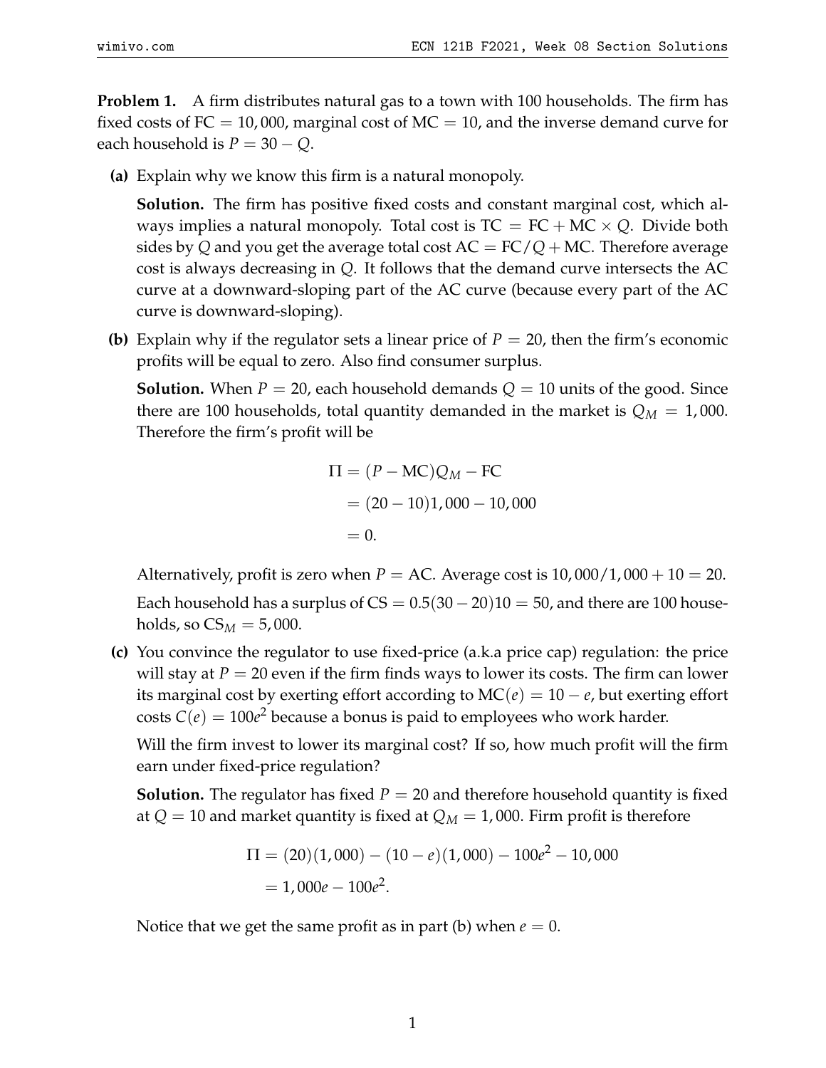**Problem 1.** A firm distributes natural gas to a town with 100 households. The firm has fixed costs of $\text{FC} = 10,000$, marginal cost of $\text{MC} = 10$, and the inverse demand curve for each household is $P = 30 - Q$.

**(a)** Explain why we know this firm is a natural monopoly.

**Solution.** The firm has positive fixed costs and constant marginal cost, which always implies a natural monopoly. Total cost is $\text{TC} = \text{FC} + \text{MC} \times Q$. Divide both sides by $Q$ and you get the average total cost $\text{AC} = \text{FC}/Q + \text{MC}$. Therefore average cost is always decreasing in $Q$. It follows that the demand curve intersects the AC curve at a downward-sloping part of the AC curve (because every part of the AC curve is downward-sloping).

**(b)** Explain why if the regulator sets a linear price of $P = 20$, then the firm's economic profits will be equal to zero. Also find consumer surplus.

**Solution.** When $P = 20$, each household demands $Q = 10$ units of the good. Since there are 100 households, total quantity demanded in the market is $Q_M = 1,000$. Therefore the firm's profit will be

$$
\begin{aligned}
\Pi &= (P - \text{MC})Q_M - \text{FC} \\
&= (20 - 10)1,000 - 10,000 \\
&= 0.
\end{aligned}
$$

Alternatively, profit is zero when $P = \text{AC}$. Average cost is $10,000/1,000 + 10 = 20$.

Each household has a surplus of $\text{CS} = 0.5(30 - 20)10 = 50$, and there are 100 households, so $\text{CS}_M = 5,000$.

**(c)** You convince the regulator to use fixed-price (a.k.a price cap) regulation: the price will stay at $P = 20$ even if the firm finds ways to lower its costs. The firm can lower its marginal cost by exerting effort according to $\text{MC}(e) = 10 - e$, but exerting effort costs $C(e) = 100e^2$ because a bonus is paid to employees who work harder.

Will the firm invest to lower its marginal cost? If so, how much profit will the firm earn under fixed-price regulation?

**Solution.** The regulator has fixed $P = 20$ and therefore household quantity is fixed at $Q = 10$ and market quantity is fixed at $Q_M = 1,000$. Firm profit is therefore

$$
\begin{aligned}
\Pi &= (20)(1,000) - (10 - e)(1,000) - 100e^2 - 10,000 \\
&= 1,000e - 100e^2.
\end{aligned}
$$

Notice that we get the same profit as in part (b) when $e = 0$.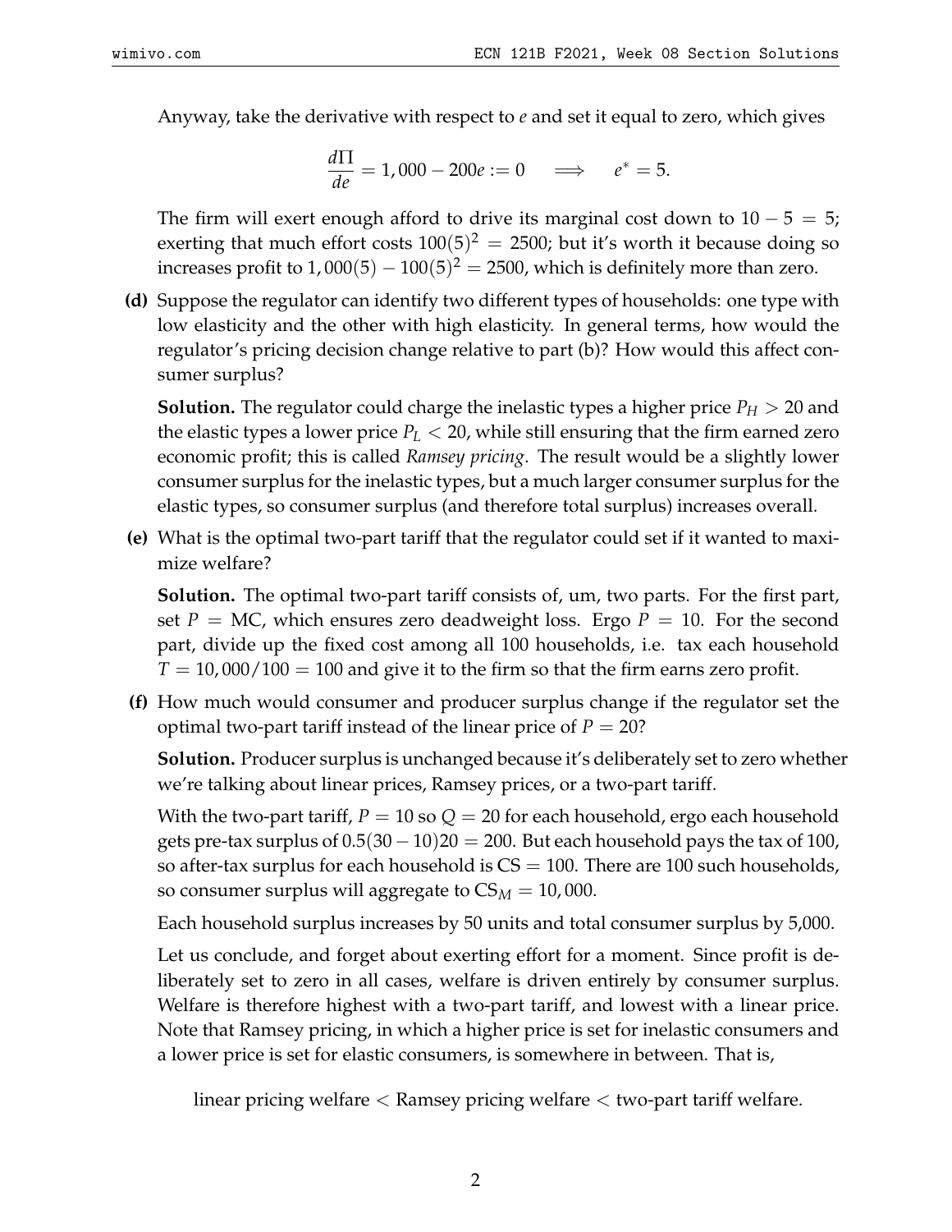Anyway, take the derivative with respect to $e$ and set it equal to zero, which gives

$$\frac{d\Pi}{de} = 1{,}000 - 200e := 0 \quad \Longrightarrow \quad e^* = 5.$$

The firm will exert enough afford to drive its marginal cost down to $10 - 5 = 5$; exerting that much effort costs $100(5)^2 = 2500$; but it's worth it because doing so increases profit to $1{,}000(5) - 100(5)^2 = 2500$, which is definitely more than zero.

**(d)** Suppose the regulator can identify two different types of households: one type with low elasticity and the other with high elasticity. In general terms, how would the regulator's pricing decision change relative to part (b)? How would this affect consumer surplus?

**Solution.** The regulator could charge the inelastic types a higher price $P_H > 20$ and the elastic types a lower price $P_L < 20$, while still ensuring that the firm earned zero economic profit; this is called *Ramsey pricing*. The result would be a slightly lower consumer surplus for the inelastic types, but a much larger consumer surplus for the elastic types, so consumer surplus (and therefore total surplus) increases overall.

**(e)** What is the optimal two-part tariff that the regulator could set if it wanted to maximize welfare?

**Solution.** The optimal two-part tariff consists of, um, two parts. For the first part, set $P = \text{MC}$, which ensures zero deadweight loss. Ergo $P = 10$. For the second part, divide up the fixed cost among all 100 households, i.e. tax each household $T = 10{,}000/100 = 100$ and give it to the firm so that the firm earns zero profit.

**(f)** How much would consumer and producer surplus change if the regulator set the optimal two-part tariff instead of the linear price of $P = 20$?

**Solution.** Producer surplus is unchanged because it's deliberately set to zero whether we're talking about linear prices, Ramsey prices, or a two-part tariff.

With the two-part tariff, $P = 10$ so $Q = 20$ for each household, ergo each household gets pre-tax surplus of $0.5(30 - 10)20 = 200$. But each household pays the tax of 100, so after-tax surplus for each household is $\text{CS} = 100$. There are 100 such households, so consumer surplus will aggregate to $\text{CS}_M = 10{,}000$.

Each household surplus increases by 50 units and total consumer surplus by 5,000.

Let us conclude, and forget about exerting effort for a moment. Since profit is deliberately set to zero in all cases, welfare is driven entirely by consumer surplus. Welfare is therefore highest with a two-part tariff, and lowest with a linear price. Note that Ramsey pricing, in which a higher price is set for inelastic consumers and a lower price is set for elastic consumers, is somewhere in between. That is,

$$\text{linear pricing welfare} < \text{Ramsey pricing welfare} < \text{two-part tariff welfare}.$$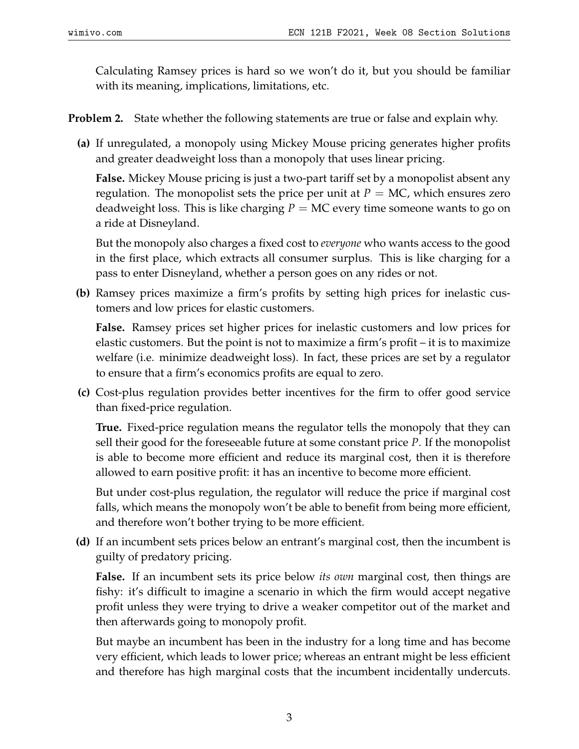Calculating Ramsey prices is hard so we won't do it, but you should be familiar with its meaning, implications, limitations, etc.

**Problem 2.** State whether the following statements are true or false and explain why.

**(a)** If unregulated, a monopoly using Mickey Mouse pricing generates higher profits and greater deadweight loss than a monopoly that uses linear pricing.

**False.** Mickey Mouse pricing is just a two-part tariff set by a monopolist absent any regulation. The monopolist sets the price per unit at $P = \text{MC}$, which ensures zero deadweight loss. This is like charging $P = \text{MC}$ every time someone wants to go on a ride at Disneyland.

But the monopoly also charges a fixed cost to *everyone* who wants access to the good in the first place, which extracts all consumer surplus. This is like charging for a pass to enter Disneyland, whether a person goes on any rides or not.

**(b)** Ramsey prices maximize a firm's profits by setting high prices for inelastic customers and low prices for elastic customers.

**False.** Ramsey prices set higher prices for inelastic customers and low prices for elastic customers. But the point is not to maximize a firm's profit – it is to maximize welfare (i.e. minimize deadweight loss). In fact, these prices are set by a regulator to ensure that a firm's economics profits are equal to zero.

**(c)** Cost-plus regulation provides better incentives for the firm to offer good service than fixed-price regulation.

**True.** Fixed-price regulation means the regulator tells the monopoly that they can sell their good for the foreseeable future at some constant price $P$. If the monopolist is able to become more efficient and reduce its marginal cost, then it is therefore allowed to earn positive profit: it has an incentive to become more efficient.

But under cost-plus regulation, the regulator will reduce the price if marginal cost falls, which means the monopoly won't be able to benefit from being more efficient, and therefore won't bother trying to be more efficient.

**(d)** If an incumbent sets prices below an entrant's marginal cost, then the incumbent is guilty of predatory pricing.

**False.** If an incumbent sets its price below *its own* marginal cost, then things are fishy: it's difficult to imagine a scenario in which the firm would accept negative profit unless they were trying to drive a weaker competitor out of the market and then afterwards going to monopoly profit.

But maybe an incumbent has been in the industry for a long time and has become very efficient, which leads to lower price; whereas an entrant might be less efficient and therefore has high marginal costs that the incumbent incidentally undercuts.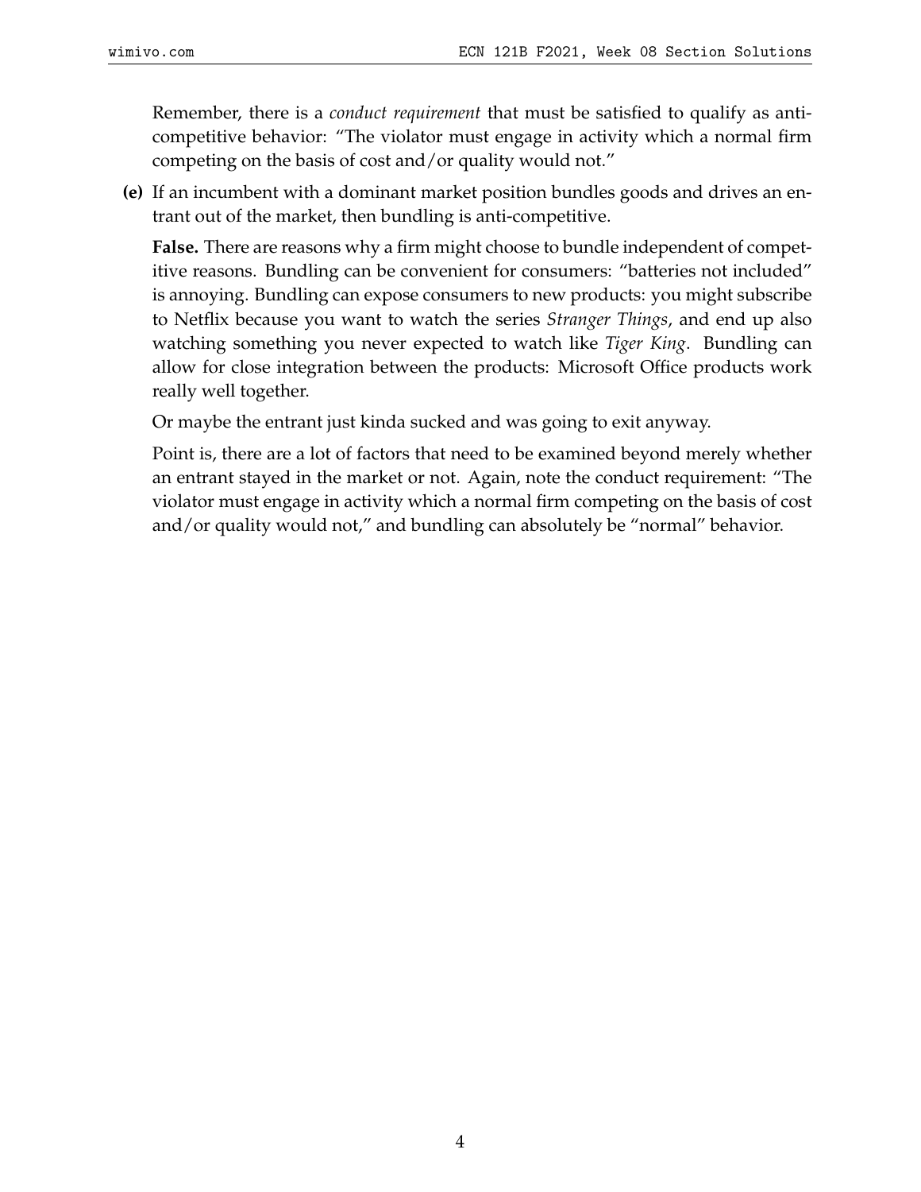Remember, there is a *conduct requirement* that must be satisfied to qualify as anti-competitive behavior: "The violator must engage in activity which a normal firm competing on the basis of cost and/or quality would not."

**(e)** If an incumbent with a dominant market position bundles goods and drives an entrant out of the market, then bundling is anti-competitive.

**False.** There are reasons why a firm might choose to bundle independent of competitive reasons. Bundling can be convenient for consumers: "batteries not included" is annoying. Bundling can expose consumers to new products: you might subscribe to Netflix because you want to watch the series *Stranger Things*, and end up also watching something you never expected to watch like *Tiger King*. Bundling can allow for close integration between the products: Microsoft Office products work really well together.

Or maybe the entrant just kinda sucked and was going to exit anyway.

Point is, there are a lot of factors that need to be examined beyond merely whether an entrant stayed in the market or not. Again, note the conduct requirement: "The violator must engage in activity which a normal firm competing on the basis of cost and/or quality would not," and bundling can absolutely be "normal" behavior.